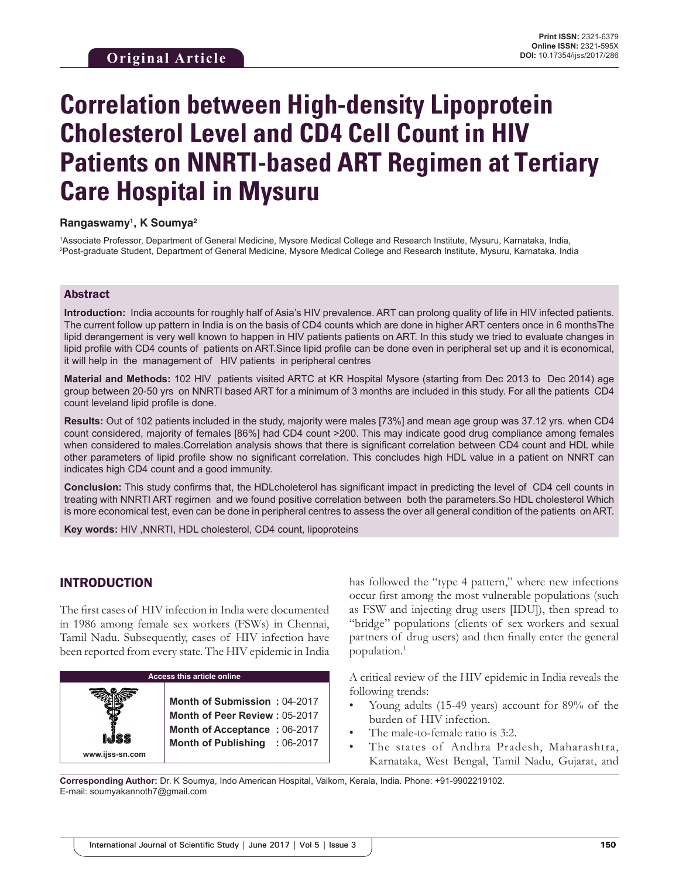Original Article

Print ISSN: 2321-6379
Online ISSN: 2321-595X
DOI: 10.17354/ijss/2017/286

# Correlation between High-density Lipoprotein Cholesterol Level and CD4 Cell Count in HIV Patients on NNRTI-based ART Regimen at Tertiary Care Hospital in Mysuru

**Rangaswamy[1], K Soumya[2]**

[1]Associate Professor, Department of General Medicine, Mysore Medical College and Research Institute, Mysuru, Karnataka, India,
[2]Post-graduate Student, Department of General Medicine, Mysore Medical College and Research Institute, Mysuru, Karnataka, India

## Abstract

**Introduction:** India accounts for roughly half of Asia's HIV prevalence. ART can prolong quality of life in HIV infected patients. The current follow up pattern in India is on the basis of CD4 counts which are done in higher ART centers once in 6 monthsThe lipid derangement is very well known to happen in HIV patients patients on ART. In this study we tried to evaluate changes in lipid profile with CD4 counts of patients on ART.Since lipid profile can be done even in peripheral set up and it is economical, it will help in the management of HIV patients in peripheral centres

**Material and Methods:** 102 HIV patients visited ARTC at KR Hospital Mysore (starting from Dec 2013 to Dec 2014) age group between 20-50 yrs on NNRTI based ART for a minimum of 3 months are included in this study. For all the patients CD4 count leveland lipid profile is done.

**Results:** Out of 102 patients included in the study, majority were males [73%] and mean age group was 37.12 yrs. when CD4 count considered, majority of females [86%] had CD4 count >200. This may indicate good drug compliance among females when considered to males.Correlation analysis shows that there is significant correlation between CD4 count and HDL while other parameters of lipid profile show no significant correlation. This concludes high HDL value in a patient on NNRT can indicates high CD4 count and a good immunity.

**Conclusion:** This study confirms that, the HDLcholeterol has significant impact in predicting the level of CD4 cell counts in treating with NNRTI ART regimen and we found positive correlation between both the parameters.So HDL cholesterol Which is more economical test, even can be done in peripheral centres to assess the over all general condition of the patients on ART.

**Key words:** HIV ,NNRTI, HDL cholesterol, CD4 count, lipoproteins

## INTRODUCTION

The first cases of HIV infection in India were documented in 1986 among female sex workers (FSWs) in Chennai, Tamil Nadu. Subsequently, cases of HIV infection have been reported from every state. The HIV epidemic in India has followed the "type 4 pattern," where new infections occur first among the most vulnerable populations (such as FSW and injecting drug users [IDU]), then spread to "bridge" populations (clients of sex workers and sexual partners of drug users) and then finally enter the general population.[1]

| Access this article online | |
|---|---|
| www.ijss-sn.com | **Month of Submission :** 04-2017<br>**Month of Peer Review :** 05-2017<br>**Month of Acceptance :** 06-2017<br>**Month of Publishing :** 06-2017 |

A critical review of the HIV epidemic in India reveals the following trends:

- Young adults (15-49 years) account for 89% of the burden of HIV infection.
- The male-to-female ratio is 3:2.
- The states of Andhra Pradesh, Maharashtra, Karnataka, West Bengal, Tamil Nadu, Gujarat, and

**Corresponding Author:** Dr. K Soumya, Indo American Hospital, Vaikom, Kerala, India. Phone: +91-9902219102. E-mail: soumyakannoth7@gmail.com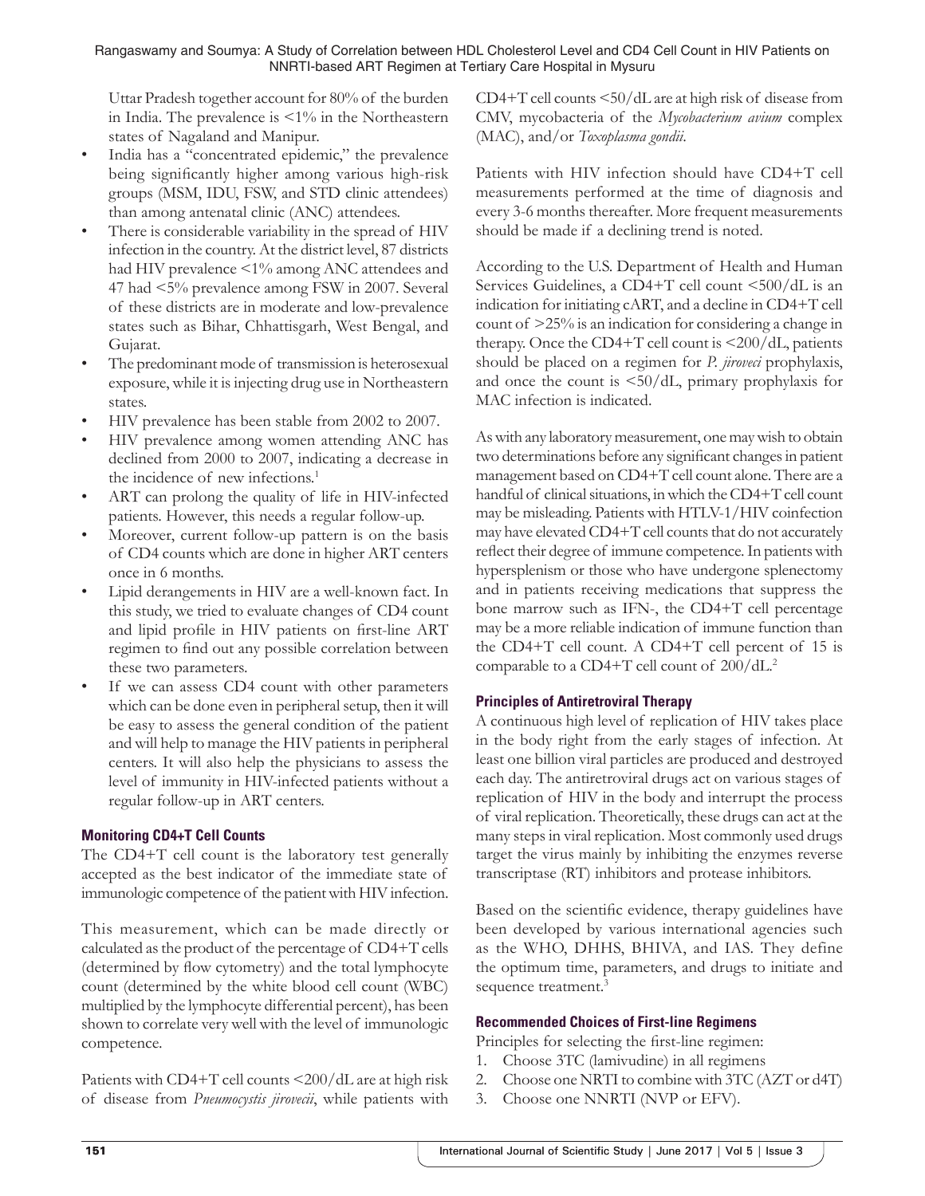Uttar Pradesh together account for 80% of the burden in India. The prevalence is <1% in the Northeastern states of Nagaland and Manipur.

- India has a "concentrated epidemic," the prevalence being significantly higher among various high-risk groups (MSM, IDU, FSW, and STD clinic attendees) than among antenatal clinic (ANC) attendees.
- There is considerable variability in the spread of HIV infection in the country. At the district level, 87 districts had HIV prevalence <1% among ANC attendees and 47 had <5% prevalence among FSW in 2007. Several of these districts are in moderate and low-prevalence states such as Bihar, Chhattisgarh, West Bengal, and Gujarat.
- The predominant mode of transmission is heterosexual exposure, while it is injecting drug use in Northeastern states.
- HIV prevalence has been stable from 2002 to 2007.
- HIV prevalence among women attending ANC has declined from 2000 to 2007, indicating a decrease in the incidence of new infections.[1]
- ART can prolong the quality of life in HIV-infected patients. However, this needs a regular follow-up.
- Moreover, current follow-up pattern is on the basis of CD4 counts which are done in higher ART centers once in 6 months.
- Lipid derangements in HIV are a well-known fact. In this study, we tried to evaluate changes of CD4 count and lipid profile in HIV patients on first-line ART regimen to find out any possible correlation between these two parameters.
- If we can assess CD4 count with other parameters which can be done even in peripheral setup, then it will be easy to assess the general condition of the patient and will help to manage the HIV patients in peripheral centers. It will also help the physicians to assess the level of immunity in HIV-infected patients without a regular follow-up in ART centers.

### Monitoring CD4+T Cell Counts

The CD4+T cell count is the laboratory test generally accepted as the best indicator of the immediate state of immunologic competence of the patient with HIV infection.

This measurement, which can be made directly or calculated as the product of the percentage of CD4+T cells (determined by flow cytometry) and the total lymphocyte count (determined by the white blood cell count (WBC) multiplied by the lymphocyte differential percent), has been shown to correlate very well with the level of immunologic competence.

Patients with CD4+T cell counts <200/dL are at high risk of disease from *Pneumocystis jirovecii*, while patients with CD4+T cell counts <50/dL are at high risk of disease from CMV, mycobacteria of the *Mycobacterium avium* complex (MAC), and/or *Toxoplasma gondii*.

Patients with HIV infection should have CD4+T cell measurements performed at the time of diagnosis and every 3-6 months thereafter. More frequent measurements should be made if a declining trend is noted.

According to the U.S. Department of Health and Human Services Guidelines, a CD4+T cell count <500/dL is an indication for initiating cART, and a decline in CD4+T cell count of >25% is an indication for considering a change in therapy. Once the CD4+T cell count is <200/dL, patients should be placed on a regimen for *P. jiroveci* prophylaxis, and once the count is <50/dL, primary prophylaxis for MAC infection is indicated.

As with any laboratory measurement, one may wish to obtain two determinations before any significant changes in patient management based on CD4+T cell count alone. There are a handful of clinical situations, in which the CD4+T cell count may be misleading. Patients with HTLV-1/HIV coinfection may have elevated CD4+T cell counts that do not accurately reflect their degree of immune competence. In patients with hypersplenism or those who have undergone splenectomy and in patients receiving medications that suppress the bone marrow such as IFN-, the CD4+T cell percentage may be a more reliable indication of immune function than the CD4+T cell count. A CD4+T cell percent of 15 is comparable to a CD4+T cell count of 200/dL.[2]

### Principles of Antiretroviral Therapy

A continuous high level of replication of HIV takes place in the body right from the early stages of infection. At least one billion viral particles are produced and destroyed each day. The antiretroviral drugs act on various stages of replication of HIV in the body and interrupt the process of viral replication. Theoretically, these drugs can act at the many steps in viral replication. Most commonly used drugs target the virus mainly by inhibiting the enzymes reverse transcriptase (RT) inhibitors and protease inhibitors.

Based on the scientific evidence, therapy guidelines have been developed by various international agencies such as the WHO, DHHS, BHIVA, and IAS. They define the optimum time, parameters, and drugs to initiate and sequence treatment.[3]

### Recommended Choices of First-line Regimens

Principles for selecting the first-line regimen:

1. Choose 3TC (lamivudine) in all regimens
2. Choose one NRTI to combine with 3TC (AZT or d4T)
3. Choose one NNRTI (NVP or EFV).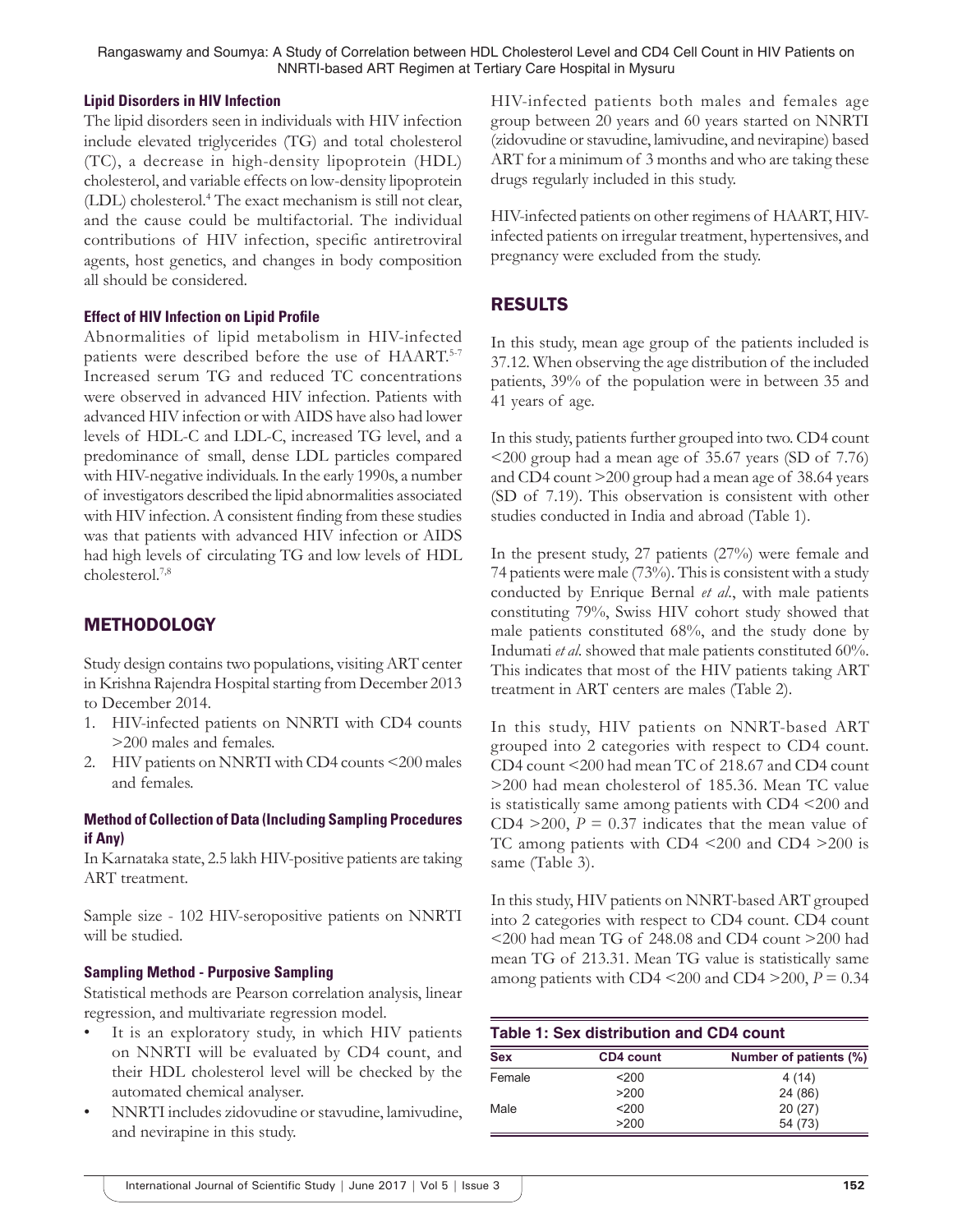### Lipid Disorders in HIV Infection

The lipid disorders seen in individuals with HIV infection include elevated triglycerides (TG) and total cholesterol (TC), a decrease in high-density lipoprotein (HDL) cholesterol, and variable effects on low-density lipoprotein (LDL) cholesterol.[4] The exact mechanism is still not clear, and the cause could be multifactorial. The individual contributions of HIV infection, specific antiretroviral agents, host genetics, and changes in body composition all should be considered.

### Effect of HIV Infection on Lipid Profile

Abnormalities of lipid metabolism in HIV-infected patients were described before the use of HAART.[5-7] Increased serum TG and reduced TC concentrations were observed in advanced HIV infection. Patients with advanced HIV infection or with AIDS have also had lower levels of HDL-C and LDL-C, increased TG level, and a predominance of small, dense LDL particles compared with HIV-negative individuals. In the early 1990s, a number of investigators described the lipid abnormalities associated with HIV infection. A consistent finding from these studies was that patients with advanced HIV infection or AIDS had high levels of circulating TG and low levels of HDL cholesterol.[7,8]

## METHODOLOGY

Study design contains two populations, visiting ART center in Krishna Rajendra Hospital starting from December 2013 to December 2014.

1. HIV-infected patients on NNRTI with CD4 counts >200 males and females.
2. HIV patients on NNRTI with CD4 counts <200 males and females.

### Method of Collection of Data (Including Sampling Procedures if Any)

In Karnataka state, 2.5 lakh HIV-positive patients are taking ART treatment.

Sample size - 102 HIV-seropositive patients on NNRTI will be studied.

### Sampling Method - Purposive Sampling

Statistical methods are Pearson correlation analysis, linear regression, and multivariate regression model.

- It is an exploratory study, in which HIV patients on NNRTI will be evaluated by CD4 count, and their HDL cholesterol level will be checked by the automated chemical analyser.
- NNRTI includes zidovudine or stavudine, lamivudine, and nevirapine in this study.

HIV-infected patients both males and females age group between 20 years and 60 years started on NNRTI (zidovudine or stavudine, lamivudine, and nevirapine) based ART for a minimum of 3 months and who are taking these drugs regularly included in this study.

HIV-infected patients on other regimens of HAART, HIV-infected patients on irregular treatment, hypertensives, and pregnancy were excluded from the study.

## RESULTS

In this study, mean age group of the patients included is 37.12. When observing the age distribution of the included patients, 39% of the population were in between 35 and 41 years of age.

In this study, patients further grouped into two. CD4 count <200 group had a mean age of 35.67 years (SD of 7.76) and CD4 count >200 group had a mean age of 38.64 years (SD of 7.19). This observation is consistent with other studies conducted in India and abroad (Table 1).

In the present study, 27 patients (27%) were female and 74 patients were male (73%). This is consistent with a study conducted by Enrique Bernal *et al.*, with male patients constituting 79%, Swiss HIV cohort study showed that male patients constituted 68%, and the study done by Indumati *et al.* showed that male patients constituted 60%. This indicates that most of the HIV patients taking ART treatment in ART centers are males (Table 2).

In this study, HIV patients on NNRT-based ART grouped into 2 categories with respect to CD4 count. CD4 count <200 had mean TC of 218.67 and CD4 count >200 had mean cholesterol of 185.36. Mean TC value is statistically same among patients with CD4 <200 and CD4 >200, $P = 0.37$ indicates that the mean value of TC among patients with CD4 <200 and CD4 >200 is same (Table 3).

In this study, HIV patients on NNRT-based ART grouped into 2 categories with respect to CD4 count. CD4 count <200 had mean TG of 248.08 and CD4 count >200 had mean TG of 213.31. Mean TG value is statistically same among patients with CD4 <200 and CD4 >200, $P = 0.34$

**Table 1: Sex distribution and CD4 count**

| Sex | CD4 count | Number of patients (%) |
|---|---|---|
| Female | <200 | 4 (14) |
| | >200 | 24 (86) |
| Male | <200 | 20 (27) |
| | >200 | 54 (73) |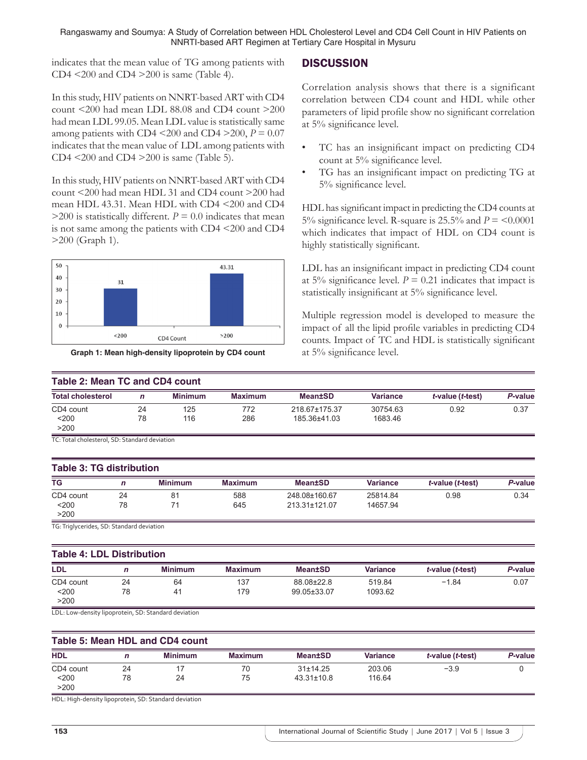indicates that the mean value of TG among patients with CD4 <200 and CD4 >200 is same (Table 4).

In this study, HIV patients on NNRT-based ART with CD4 count <200 had mean LDL 88.08 and CD4 count >200 had mean LDL 99.05. Mean LDL value is statistically same among patients with CD4 <200 and CD4 >200, $P = 0.07$ indicates that the mean value of LDL among patients with CD4 <200 and CD4 >200 is same (Table 5).

In this study, HIV patients on NNRT-based ART with CD4 count <200 had mean HDL 31 and CD4 count >200 had mean HDL 43.31. Mean HDL with CD4 <200 and CD4 >200 is statistically different. $P = 0.0$ indicates that mean is not same among the patients with CD4 <200 and CD4 >200 (Graph 1).

| CD4 Count | Mean HDL |
|---|---|
| <200 | 31 |
| >200 | 43.31 |

**Graph 1: Mean high-density lipoprotein by CD4 count**

## DISCUSSION

Correlation analysis shows that there is a significant correlation between CD4 count and HDL while other parameters of lipid profile show no significant correlation at 5% significance level.

- TC has an insignificant impact on predicting CD4 count at 5% significance level.
- TG has an insignificant impact on predicting TG at 5% significance level.

HDL has significant impact in predicting the CD4 counts at 5% significance level. R-square is 25.5% and $P = <0.0001$ which indicates that impact of HDL on CD4 count is highly statistically significant.

LDL has an insignificant impact in predicting CD4 count at 5% significance level. $P = 0.21$ indicates that impact is statistically insignificant at 5% significance level.

Multiple regression model is developed to measure the impact of all the lipid profile variables in predicting CD4 counts. Impact of TC and HDL is statistically significant at 5% significance level.

**Table 2: Mean TC and CD4 count**

| Total cholesterol | *n* | Minimum | Maximum | Mean±SD | Variance | *t*-value (*t*-test) | *P*-value |
|---|---|---|---|---|---|---|---|
| CD4 count | | | | | | | |
| <200 | 24 | 125 | 772 | 218.67±175.37 | 30754.63 | 0.92 | 0.37 |
| >200 | 78 | 116 | 286 | 185.36±41.03 | 1683.46 | | |

TC: Total cholesterol, SD: Standard deviation

**Table 3: TG distribution**

| TG | *n* | Minimum | Maximum | Mean±SD | Variance | *t*-value (*t*-test) | *P*-value |
|---|---|---|---|---|---|---|---|
| CD4 count | | | | | | | |
| <200 | 24 | 81 | 588 | 248.08±160.67 | 25814.84 | 0.98 | 0.34 |
| >200 | 78 | 71 | 645 | 213.31±121.07 | 14657.94 | | |

TG: Triglycerides, SD: Standard deviation

**Table 4: LDL Distribution**

| LDL | *n* | Minimum | Maximum | Mean±SD | Variance | *t*-value (*t*-test) | *P*-value |
|---|---|---|---|---|---|---|---|
| CD4 count | | | | | | | |
| <200 | 24 | 64 | 137 | 88.08±22.8 | 519.84 | −1.84 | 0.07 |
| >200 | 78 | 41 | 179 | 99.05±33.07 | 1093.62 | | |

LDL: Low-density lipoprotein, SD: Standard deviation

**Table 5: Mean HDL and CD4 count**

| HDL | *n* | Minimum | Maximum | Mean±SD | Variance | *t*-value (*t*-test) | *P*-value |
|---|---|---|---|---|---|---|---|
| CD4 count | | | | | | | |
| <200 | 24 | 17 | 70 | 31±14.25 | 203.06 | −3.9 | 0 |
| >200 | 78 | 24 | 75 | 43.31±10.8 | 116.64 | | |

HDL: High-density lipoprotein, SD: Standard deviation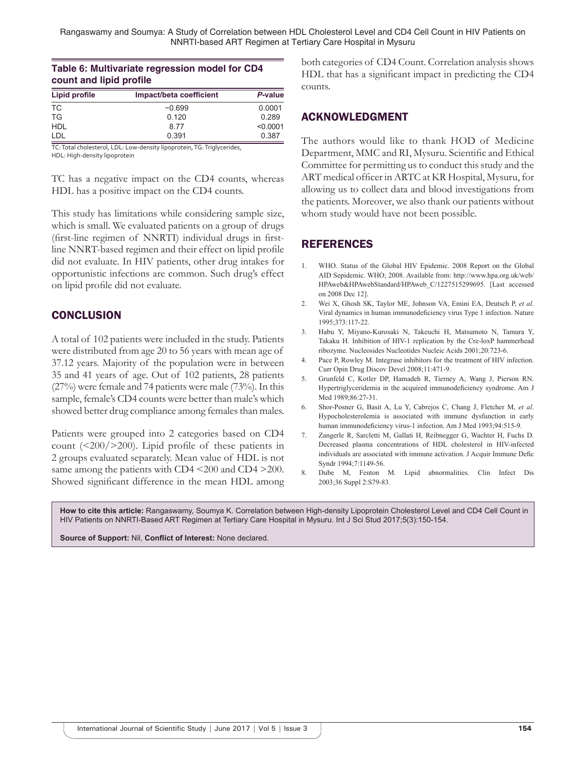**Table 6: Multivariate regression model for CD4 count and lipid profile**

| Lipid profile | Impact/beta coefficient | *P*-value |
|---|---|---|
| TC | −0.699 | 0.0001 |
| TG | 0.120 | 0.289 |
| HDL | 8.77 | <0.0001 |
| LDL | 0.391 | 0.387 |

TC: Total cholesterol, LDL: Low-density lipoprotein, TG: Triglycerides, HDL: High-density lipoprotein

TC has a negative impact on the CD4 counts, whereas HDL has a positive impact on the CD4 counts.

This study has limitations while considering sample size, which is small. We evaluated patients on a group of drugs (first-line regimen of NNRTI) individual drugs in first-line NNRT-based regimen and their effect on lipid profile did not evaluate. In HIV patients, other drug intakes for opportunistic infections are common. Such drug's effect on lipid profile did not evaluate.

## CONCLUSION

A total of 102 patients were included in the study. Patients were distributed from age 20 to 56 years with mean age of 37.12 years. Majority of the population were in between 35 and 41 years of age. Out of 102 patients, 28 patients (27%) were female and 74 patients were male (73%). In this sample, female's CD4 counts were better than male's which showed better drug compliance among females than males.

Patients were grouped into 2 categories based on CD4 count (<200/>200). Lipid profile of these patients in 2 groups evaluated separately. Mean value of HDL is not same among the patients with CD4 <200 and CD4 >200. Showed significant difference in the mean HDL among both categories of CD4 Count. Correlation analysis shows HDL that has a significant impact in predicting the CD4 counts.

## ACKNOWLEDGMENT

The authors would like to thank HOD of Medicine Department, MMC and RI, Mysuru. Scientific and Ethical Committee for permitting us to conduct this study and the ART medical officer in ARTC at KR Hospital, Mysuru, for allowing us to collect data and blood investigations from the patients. Moreover, we also thank our patients without whom study would have not been possible.

## REFERENCES

1. WHO. Status of the Global HIV Epidemic. 2008 Report on the Global AID Sepidemic. WHO; 2008. Available from: http://www.hpa.org.uk/web/HPAweb&HPAwebStandard/HPAweb_C/1227515299695. [Last accessed on 2008 Dec 12].
2. Wei X, Ghosh SK, Taylor ME, Johnson VA, Emini EA, Deutsch P, *et al*. Viral dynamics in human immunodeficiency virus Type 1 infection. Nature 1995;373:117-22.
3. Habu Y, Miyano-Kurosaki N, Takeuchi H, Matsumoto N, Tamura Y, Takaku H. Inhibition of HIV-1 replication by the Cre-loxP hammerhead ribozyme. Nucleosides Nucleotides Nucleic Acids 2001;20:723-6.
4. Pace P, Rowley M. Integrase inhibitors for the treatment of HIV infection. Curr Opin Drug Discov Devel 2008;11:471-9.
5. Grunfeld C, Kotler DP, Hamadeh R, Tierney A, Wang J, Pierson RN. Hypertriglyceridemia in the acquired immunodeficiency syndrome. Am J Med 1989;86:27-31.
6. Shor-Posner G, Basit A, Lu Y, Cabrejos C, Chang J, Fletcher M, *et al*. Hypocholesterolemia is associated with immune dysfunction in early human immunodeficiency virus-1 infection. Am J Med 1993;94:515-9.
7. Zangerle R, Sarcletti M, Gallati H, Reibnegger G, Wachter H, Fuchs D. Decreased plasma concentrations of HDL cholesterol in HIV-infected individuals are associated with immune activation. J Acquir Immune Defic Syndr 1994;7:1149-56.
8. Dube M, Fenton M. Lipid abnormalities. Clin Infect Dis 2003;36 Suppl 2:S79-83.

**How to cite this article:** Rangaswamy, Soumya K. Correlation between High-density Lipoprotein Cholesterol Level and CD4 Cell Count in HIV Patients on NNRTI-Based ART Regimen at Tertiary Care Hospital in Mysuru. Int J Sci Stud 2017;5(3):150-154.

**Source of Support:** Nil, **Conflict of Interest:** None declared.